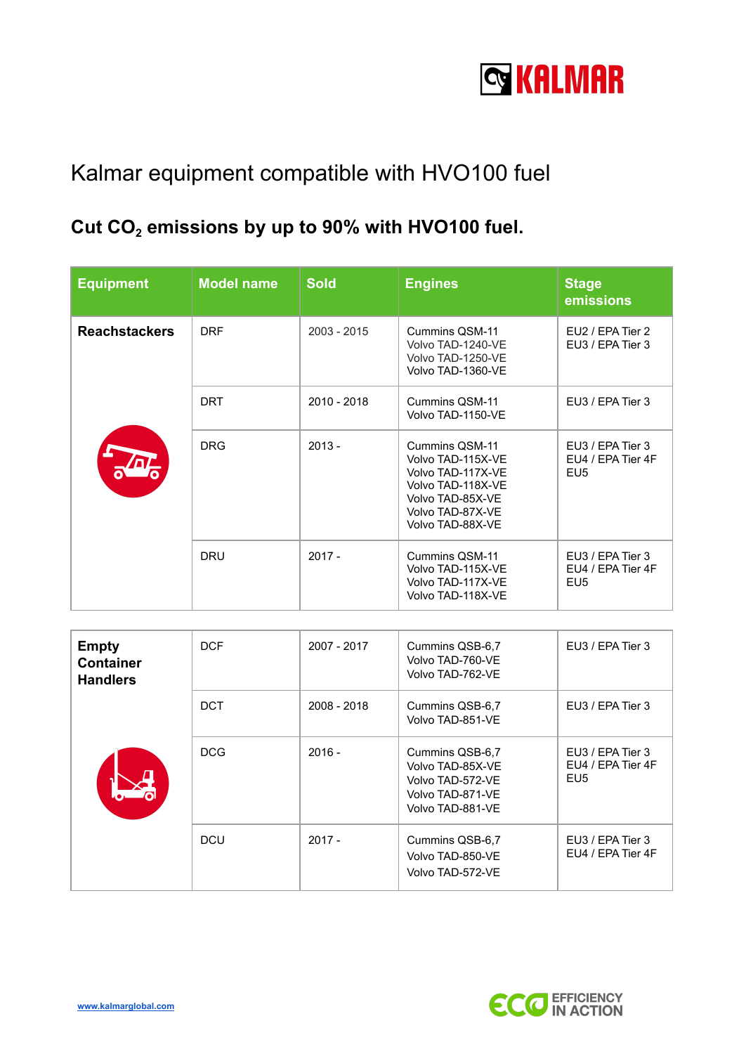# Kalmar equipment compatible with HVO100 fuel

## Cut $CO_2$ emissions by up to 90% with HVO100 fuel.

| Equipment | Model name | Sold | Engines | Stage emissions |
|---|---|---|---|---|
| **Reachstackers** | DRF | 2003 - 2015 | Cummins QSM-11<br>Volvo TAD-1240-VE<br>Volvo TAD-1250-VE<br>Volvo TAD-1360-VE | EU2 / EPA Tier 2<br>EU3 / EPA Tier 3 |
| | DRT | 2010 - 2018 | Cummins QSM-11<br>Volvo TAD-1150-VE | EU3 / EPA Tier 3 |
| | DRG | 2013 - | Cummins QSM-11<br>Volvo TAD-115X-VE<br>Volvo TAD-117X-VE<br>Volvo TAD-118X-VE<br>Volvo TAD-85X-VE<br>Volvo TAD-87X-VE<br>Volvo TAD-88X-VE | EU3 / EPA Tier 3<br>EU4 / EPA Tier 4F<br>EU5 |
| | DRU | 2017 - | Cummins QSM-11<br>Volvo TAD-115X-VE<br>Volvo TAD-117X-VE<br>Volvo TAD-118X-VE | EU3 / EPA Tier 3<br>EU4 / EPA Tier 4F<br>EU5 |
| **Empty Container Handlers** | DCF | 2007 - 2017 | Cummins QSB-6,7<br>Volvo TAD-760-VE<br>Volvo TAD-762-VE | EU3 / EPA Tier 3 |
| | DCT | 2008 - 2018 | Cummins QSB-6,7<br>Volvo TAD-851-VE | EU3 / EPA Tier 3 |
| | DCG | 2016 - | Cummins QSB-6,7<br>Volvo TAD-85X-VE<br>Volvo TAD-572-VE<br>Volvo TAD-871-VE<br>Volvo TAD-881-VE | EU3 / EPA Tier 3<br>EU4 / EPA Tier 4F<br>EU5 |
| | DCU | 2017 - | Cummins QSB-6,7<br>Volvo TAD-850-VE<br>Volvo TAD-572-VE | EU3 / EPA Tier 3<br>EU4 / EPA Tier 4F |

www.kalmarglobal.com

ECO EFFICIENCY IN ACTION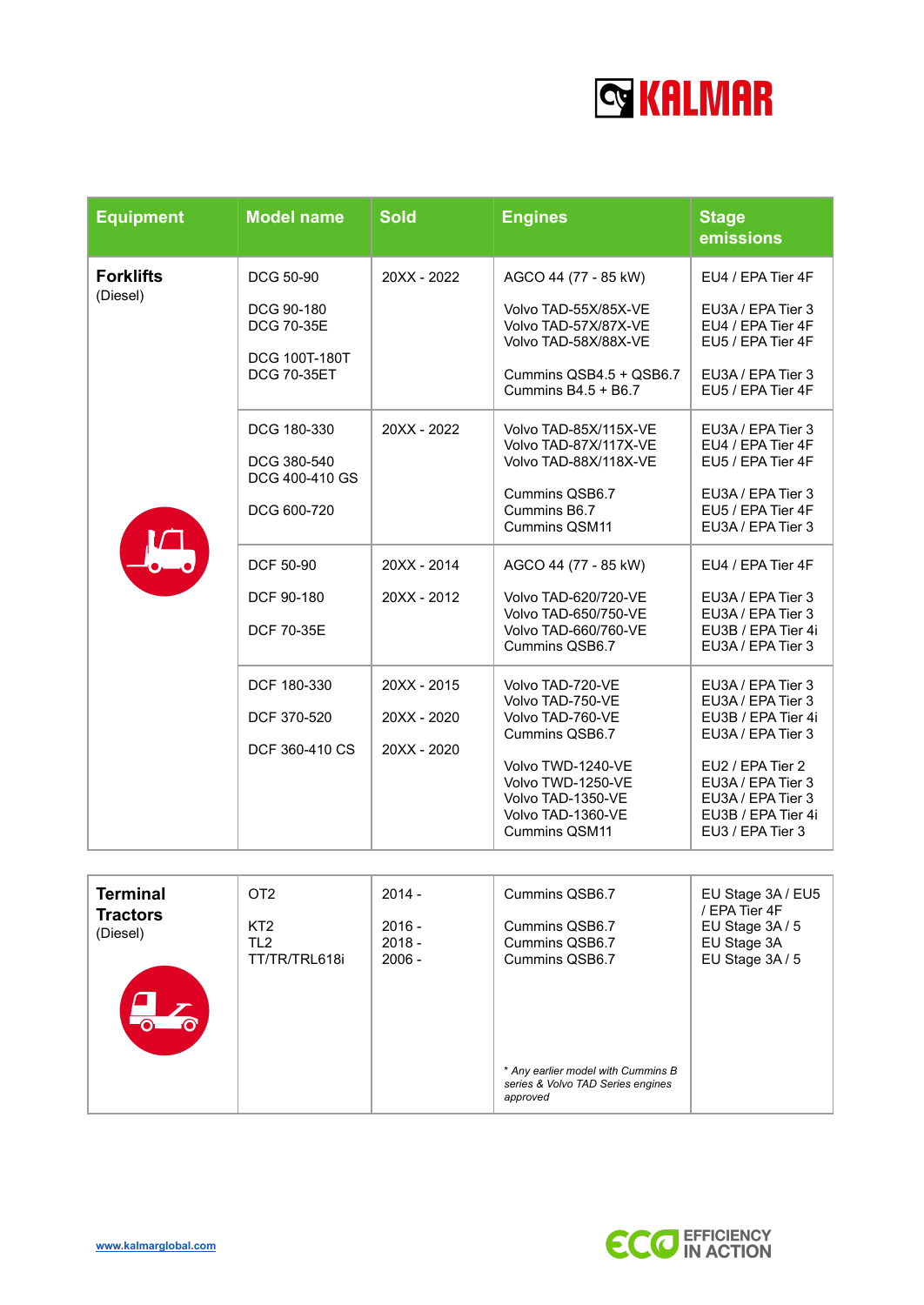| Equipment | Model name | Sold | Engines | Stage emissions |
|---|---|---|---|---|
| **Forklifts** (Diesel) | DCG 50-90<br><br>DCG 90-180<br>DCG 70-35E<br><br>DCG 100T-180T<br>DCG 70-35ET | 20XX - 2022 | AGCO 44 (77 - 85 kW)<br><br>Volvo TAD-55X/85X-VE<br>Volvo TAD-57X/87X-VE<br>Volvo TAD-58X/88X-VE<br><br>Cummins QSB4.5 + QSB6.7<br>Cummins B4.5 + B6.7 | EU4 / EPA Tier 4F<br><br>EU3A / EPA Tier 3<br>EU4 / EPA Tier 4F<br>EU5 / EPA Tier 4F<br><br>EU3A / EPA Tier 3<br>EU5 / EPA Tier 4F |
| | DCG 180-330<br><br>DCG 380-540<br>DCG 400-410 GS<br><br>DCG 600-720 | 20XX - 2022 | Volvo TAD-85X/115X-VE<br>Volvo TAD-87X/117X-VE<br>Volvo TAD-88X/118X-VE<br><br>Cummins QSB6.7<br>Cummins B6.7<br>Cummins QSM11 | EU3A / EPA Tier 3<br>EU4 / EPA Tier 4F<br>EU5 / EPA Tier 4F<br><br>EU3A / EPA Tier 3<br>EU5 / EPA Tier 4F<br>EU3A / EPA Tier 3 |
| | DCF 50-90<br><br>DCF 90-180<br><br>DCF 70-35E | 20XX - 2014<br><br>20XX - 2012 | AGCO 44 (77 - 85 kW)<br><br>Volvo TAD-620/720-VE<br>Volvo TAD-650/750-VE<br>Volvo TAD-660/760-VE<br>Cummins QSB6.7 | EU4 / EPA Tier 4F<br><br>EU3A / EPA Tier 3<br>EU3A / EPA Tier 3<br>EU3B / EPA Tier 4i<br>EU3A / EPA Tier 3 |
| | DCF 180-330<br><br>DCF 370-520<br><br>DCF 360-410 CS | 20XX - 2015<br><br>20XX - 2020<br><br>20XX - 2020 | Volvo TAD-720-VE<br>Volvo TAD-750-VE<br>Volvo TAD-760-VE<br>Cummins QSB6.7<br><br>Volvo TWD-1240-VE<br>Volvo TWD-1250-VE<br>Volvo TAD-1350-VE<br>Volvo TAD-1360-VE<br>Cummins QSM11 | EU3A / EPA Tier 3<br>EU3A / EPA Tier 3<br>EU3B / EPA Tier 4i<br>EU3A / EPA Tier 3<br><br>EU2 / EPA Tier 2<br>EU3A / EPA Tier 3<br>EU3A / EPA Tier 3<br>EU3B / EPA Tier 4i<br>EU3 / EPA Tier 3 |

| | | | | |
|---|---|---|---|---|
| **Terminal Tractors** (Diesel) | OT2<br><br>KT2<br>TL2<br>TT/TR/TRL618i | 2014 -<br><br>2016 -<br>2018 -<br>2006 - | Cummins QSB6.7<br><br>Cummins QSB6.7<br>Cummins QSB6.7<br>Cummins QSB6.7<br><br>*\* Any earlier model with Cummins B series & Volvo TAD Series engines approved* | EU Stage 3A / EU5 / EPA Tier 4F<br>EU Stage 3A / 5<br>EU Stage 3A<br>EU Stage 3A / 5 |

www.kalmarglobal.com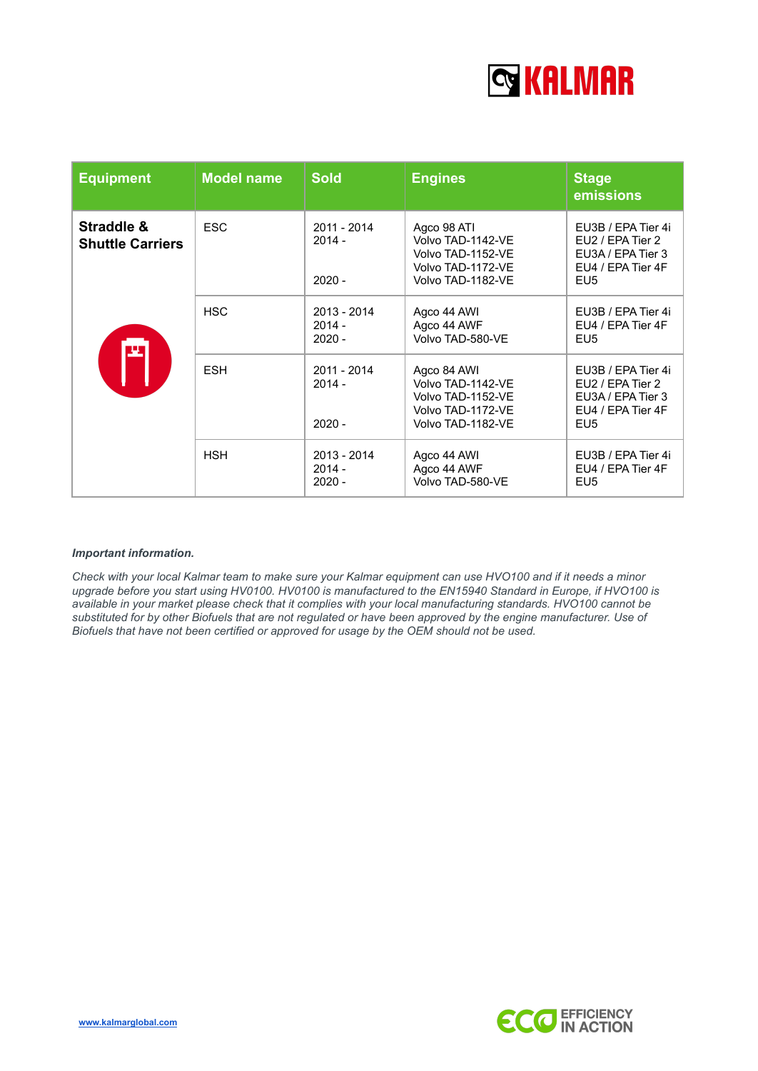| Equipment | Model name | Sold | Engines | Stage emissions |
|---|---|---|---|---|
| **Straddle & Shuttle Carriers** | ESC | 2011 - 2014<br>2014 -<br><br><br>2020 - | Agco 98 ATI<br>Volvo TAD-1142-VE<br>Volvo TAD-1152-VE<br>Volvo TAD-1172-VE<br>Volvo TAD-1182-VE | EU3B / EPA Tier 4i<br>EU2 / EPA Tier 2<br>EU3A / EPA Tier 3<br>EU4 / EPA Tier 4F<br>EU5 |
| | HSC | 2013 - 2014<br>2014 -<br>2020 - | Agco 44 AWI<br>Agco 44 AWF<br>Volvo TAD-580-VE | EU3B / EPA Tier 4i<br>EU4 / EPA Tier 4F<br>EU5 |
| | ESH | 2011 - 2014<br>2014 -<br><br><br>2020 - | Agco 84 AWI<br>Volvo TAD-1142-VE<br>Volvo TAD-1152-VE<br>Volvo TAD-1172-VE<br>Volvo TAD-1182-VE | EU3B / EPA Tier 4i<br>EU2 / EPA Tier 2<br>EU3A / EPA Tier 3<br>EU4 / EPA Tier 4F<br>EU5 |
| | HSH | 2013 - 2014<br>2014 -<br>2020 - | Agco 44 AWI<br>Agco 44 AWF<br>Volvo TAD-580-VE | EU3B / EPA Tier 4i<br>EU4 / EPA Tier 4F<br>EU5 |

***Important information.***

*Check with your local Kalmar team to make sure your Kalmar equipment can use HVO100 and if it needs a minor upgrade before you start using HV0100. HV0100 is manufactured to the EN15940 Standard in Europe, if HVO100 is available in your market please check that it complies with your local manufacturing standards. HVO100 cannot be substituted for by other Biofuels that are not regulated or have been approved by the engine manufacturer. Use of Biofuels that have not been certified or approved for usage by the OEM should not be used.*

www.kalmarglobal.com

ECO EFFICIENCY IN ACTION